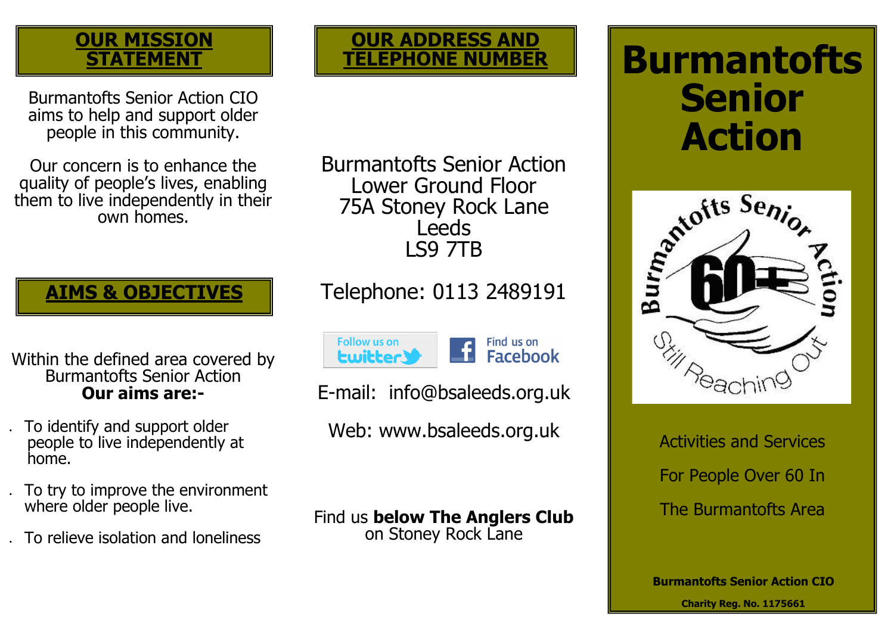## OUR MISSION STATEMENT

Burmantofts Senior Action CIO aims to help and support older people in this community.

Our concern is to enhance the quality of people's lives, enabling them to live independently in their own homes.

## AIMS & OBJECTIVES

Within the defined area covered by Burmantofts Senior Action
**Our aims are:-**

- To identify and support older people to live independently at home.
- To try to improve the environment where older people live.
- To relieve isolation and loneliness

## OUR ADDRESS AND TELEPHONE NUMBER

Burmantofts Senior Action
Lower Ground Floor
75A Stoney Rock Lane
Leeds
LS9 7TB

Telephone: 0113 2489191

Follow us on twitter | Find us on Facebook

E-mail: info@bsaleeds.org.uk

Web: www.bsaleeds.org.uk

Find us **below The Anglers Club** on Stoney Rock Lane

# Burmantofts Senior Action

Burmantofts Senior Action 60+ Still Reaching Out

Activities and Services

For People Over 60 In

The Burmantofts Area

**Burmantofts Senior Action CIO**

**Charity Reg. No. 1175661**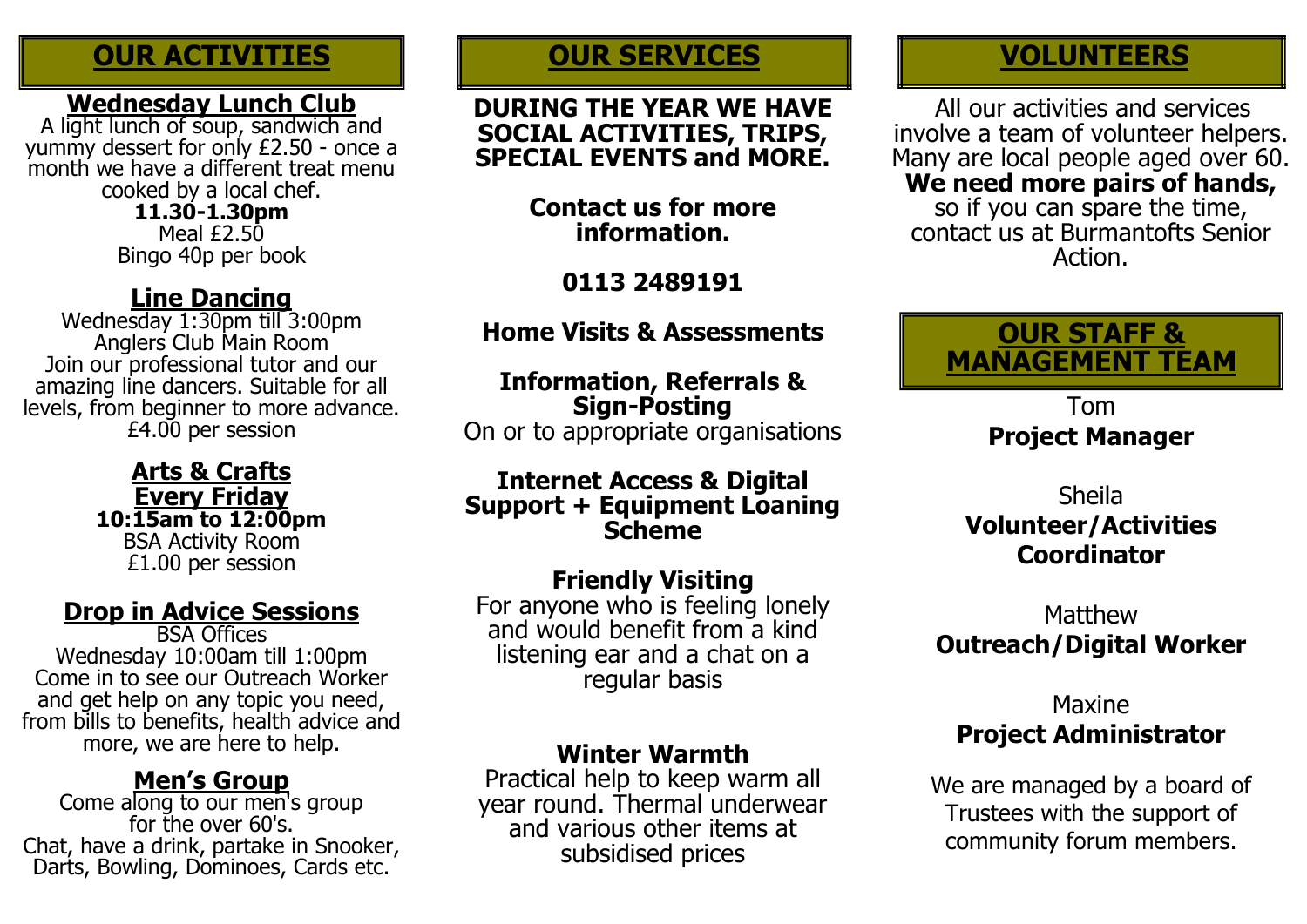## OUR ACTIVITIES

### Wednesday Lunch Club

A light lunch of soup, sandwich and yummy dessert for only £2.50 - once a month we have a different treat menu cooked by a local chef.

**11.30-1.30pm**

Meal £2.50

Bingo 40p per book

### Line Dancing

Wednesday 1:30pm till 3:00pm

Anglers Club Main Room

Join our professional tutor and our amazing line dancers. Suitable for all levels, from beginner to more advance.

£4.00 per session

### Arts & Crafts
### Every Friday

**10:15am to 12:00pm**

BSA Activity Room

£1.00 per session

### Drop in Advice Sessions

BSA Offices

Wednesday 10:00am till 1:00pm

Come in to see our Outreach Worker and get help on any topic you need, from bills to benefits, health advice and more, we are here to help.

### Men's Group

Come along to our men's group for the over 60's.

Chat, have a drink, partake in Snooker, Darts, Bowling, Dominoes, Cards etc.

## OUR SERVICES

**DURING THE YEAR WE HAVE SOCIAL ACTIVITIES, TRIPS, SPECIAL EVENTS and MORE.**

**Contact us for more information.**

**0113 2489191**

**Home Visits & Assessments**

**Information, Referrals & Sign-Posting**

On or to appropriate organisations

**Internet Access & Digital Support + Equipment Loaning Scheme**

**Friendly Visiting**

For anyone who is feeling lonely and would benefit from a kind listening ear and a chat on a regular basis

**Winter Warmth**

Practical help to keep warm all year round. Thermal underwear and various other items at subsidised prices

## VOLUNTEERS

All our activities and services involve a team of volunteer helpers. Many are local people aged over 60. **We need more pairs of hands,** so if you can spare the time, contact us at Burmantofts Senior Action.

## OUR STAFF & MANAGEMENT TEAM

Tom
**Project Manager**

Sheila
**Volunteer/Activities Coordinator**

Matthew
**Outreach/Digital Worker**

Maxine
**Project Administrator**

We are managed by a board of Trustees with the support of community forum members.